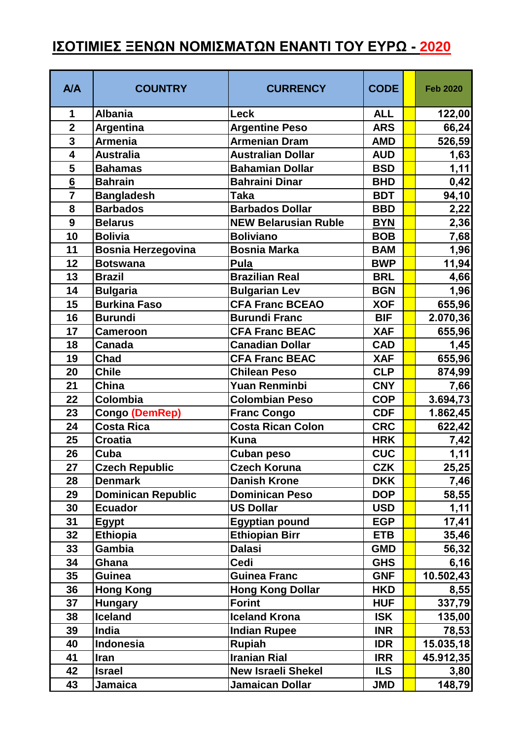# ΙΣΟΤΙΜΙΕΣ ΞΕΝΩΝ ΝΟΜΙΣΜΑΤΩΝ ΕΝΑΝΤΙ ΤΟΥ ΕΥΡΩ - 2020

| A/A | COUNTRY | CURRENCY | CODE | | Feb 2020 |
|---|---|---|---|---|---|
| 1 | Albania | Leck | ALL | | 122,00 |
| 2 | Argentina | Argentine Peso | ARS | | 66,24 |
| 3 | Armenia | Armenian Dram | AMD | | 526,59 |
| 4 | Australia | Australian Dollar | AUD | | 1,63 |
| 5 | Bahamas | Bahamian Dollar | BSD | | 1,11 |
| 6 | Bahrain | Bahraini Dinar | BHD | | 0,42 |
| 7 | Bangladesh | Taka | BDT | | 94,10 |
| 8 | Barbados | Barbados Dollar | BBD | | 2,22 |
| 9 | Belarus | NEW Belarusian Ruble | BYN | | 2,36 |
| 10 | Bolivia | Boliviano | BOB | | 7,68 |
| 11 | Bosnia Herzegovina | Bosnia Marka | BAM | | 1,96 |
| 12 | Botswana | Pula | BWP | | 11,94 |
| 13 | Brazil | Brazilian Real | BRL | | 4,66 |
| 14 | Bulgaria | Bulgarian Lev | BGN | | 1,96 |
| 15 | Burkina Faso | CFA Franc BCEAO | XOF | | 655,96 |
| 16 | Burundi | Burundi Franc | BIF | | 2.070,36 |
| 17 | Cameroon | CFA Franc BEAC | XAF | | 655,96 |
| 18 | Canada | Canadian Dollar | CAD | | 1,45 |
| 19 | Chad | CFA Franc BEAC | XAF | | 655,96 |
| 20 | Chile | Chilean Peso | CLP | | 874,99 |
| 21 | China | Yuan Renminbi | CNY | | 7,66 |
| 22 | Colombia | Colombian Peso | COP | | 3.694,73 |
| 23 | Congo (DemRep) | Franc Congo | CDF | | 1.862,45 |
| 24 | Costa Rica | Costa Rican Colon | CRC | | 622,42 |
| 25 | Croatia | Kuna | HRK | | 7,42 |
| 26 | Cuba | Cuban peso | CUC | | 1,11 |
| 27 | Czech Republic | Czech Koruna | CZK | | 25,25 |
| 28 | Denmark | Danish Krone | DKK | | 7,46 |
| 29 | Dominican Republic | Dominican Peso | DOP | | 58,55 |
| 30 | Ecuador | US Dollar | USD | | 1,11 |
| 31 | Egypt | Egyptian pound | EGP | | 17,41 |
| 32 | Ethiopia | Ethiopian Birr | ETB | | 35,46 |
| 33 | Gambia | Dalasi | GMD | | 56,32 |
| 34 | Ghana | Cedi | GHS | | 6,16 |
| 35 | Guinea | Guinea Franc | GNF | | 10.502,43 |
| 36 | Hong Kong | Hong Kong Dollar | HKD | | 8,55 |
| 37 | Hungary | Forint | HUF | | 337,79 |
| 38 | Iceland | Iceland Krona | ISK | | 135,00 |
| 39 | India | Indian Rupee | INR | | 78,53 |
| 40 | Indonesia | Rupiah | IDR | | 15.035,18 |
| 41 | Iran | Iranian Rial | IRR | | 45.912,35 |
| 42 | Israel | New Israeli Shekel | ILS | | 3,80 |
| 43 | Jamaica | Jamaican Dollar | JMD | | 148,79 |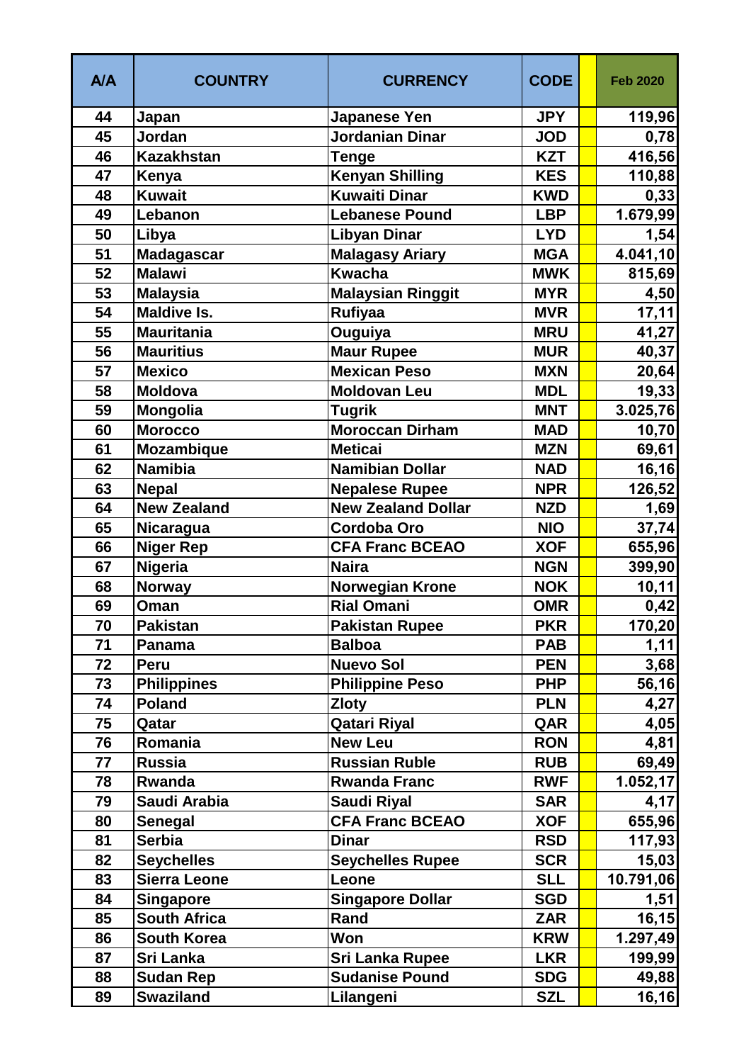| A/A | COUNTRY | CURRENCY | CODE | | Feb 2020 |
|---|---|---|---|---|---|
| 44 | Japan | Japanese Yen | JPY | | 119,96 |
| 45 | Jordan | Jordanian Dinar | JOD | | 0,78 |
| 46 | Kazakhstan | Tenge | KZT | | 416,56 |
| 47 | Kenya | Kenyan Shilling | KES | | 110,88 |
| 48 | Kuwait | Kuwaiti Dinar | KWD | | 0,33 |
| 49 | Lebanon | Lebanese Pound | LBP | | 1.679,99 |
| 50 | Libya | Libyan Dinar | LYD | | 1,54 |
| 51 | Madagascar | Malagasy Ariary | MGA | | 4.041,10 |
| 52 | Malawi | Kwacha | MWK | | 815,69 |
| 53 | Malaysia | Malaysian Ringgit | MYR | | 4,50 |
| 54 | Maldive Is. | Rufiyaa | MVR | | 17,11 |
| 55 | Mauritania | Ouguiya | MRU | | 41,27 |
| 56 | Mauritius | Maur Rupee | MUR | | 40,37 |
| 57 | Mexico | Mexican Peso | MXN | | 20,64 |
| 58 | Moldova | Moldovan Leu | MDL | | 19,33 |
| 59 | Mongolia | Tugrik | MNT | | 3.025,76 |
| 60 | Morocco | Moroccan Dirham | MAD | | 10,70 |
| 61 | Mozambique | Meticai | MZN | | 69,61 |
| 62 | Namibia | Namibian Dollar | NAD | | 16,16 |
| 63 | Nepal | Nepalese Rupee | NPR | | 126,52 |
| 64 | New Zealand | New Zealand Dollar | NZD | | 1,69 |
| 65 | Nicaragua | Cordoba Oro | NIO | | 37,74 |
| 66 | Niger Rep | CFA Franc BCEAO | XOF | | 655,96 |
| 67 | Nigeria | Naira | NGN | | 399,90 |
| 68 | Norway | Norwegian Krone | NOK | | 10,11 |
| 69 | Oman | Rial Omani | OMR | | 0,42 |
| 70 | Pakistan | Pakistan Rupee | PKR | | 170,20 |
| 71 | Panama | Balboa | PAB | | 1,11 |
| 72 | Peru | Nuevo Sol | PEN | | 3,68 |
| 73 | Philippines | Philippine Peso | PHP | | 56,16 |
| 74 | Poland | Zloty | PLN | | 4,27 |
| 75 | Qatar | Qatari Riyal | QAR | | 4,05 |
| 76 | Romania | New Leu | RON | | 4,81 |
| 77 | Russia | Russian Ruble | RUB | | 69,49 |
| 78 | Rwanda | Rwanda Franc | RWF | | 1.052,17 |
| 79 | Saudi Arabia | Saudi Riyal | SAR | | 4,17 |
| 80 | Senegal | CFA Franc BCEAO | XOF | | 655,96 |
| 81 | Serbia | Dinar | RSD | | 117,93 |
| 82 | Seychelles | Seychelles Rupee | SCR | | 15,03 |
| 83 | Sierra Leone | Leone | SLL | | 10.791,06 |
| 84 | Singapore | Singapore Dollar | SGD | | 1,51 |
| 85 | South Africa | Rand | ZAR | | 16,15 |
| 86 | South Korea | Won | KRW | | 1.297,49 |
| 87 | Sri Lanka | Sri Lanka Rupee | LKR | | 199,99 |
| 88 | Sudan Rep | Sudanise Pound | SDG | | 49,88 |
| 89 | Swaziland | Lilangeni | SZL | | 16,16 |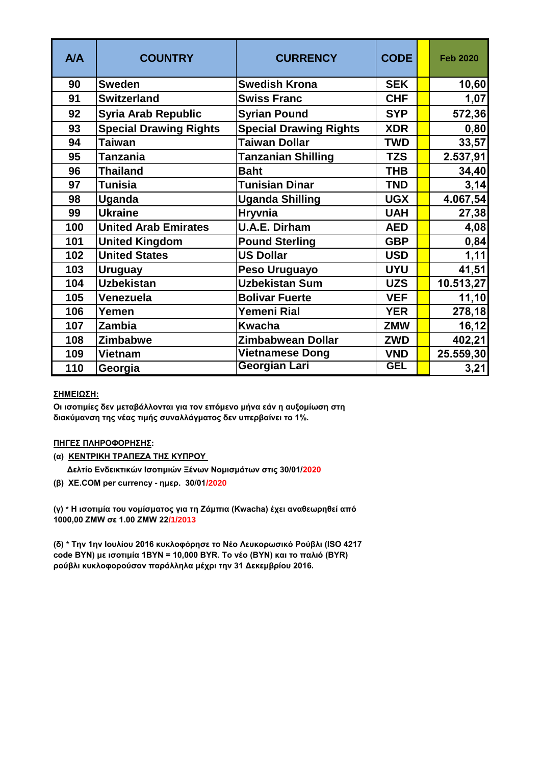| A/A | COUNTRY | CURRENCY | CODE | | Feb 2020 |
|---|---|---|---|---|---|
| 90 | Sweden | Swedish Krona | SEK | | 10,60 |
| 91 | Switzerland | Swiss Franc | CHF | | 1,07 |
| 92 | Syria Arab Republic | Syrian Pound | SYP | | 572,36 |
| 93 | Special Drawing Rights | Special Drawing Rights | XDR | | 0,80 |
| 94 | Taiwan | Taiwan Dollar | TWD | | 33,57 |
| 95 | Tanzania | Tanzanian Shilling | TZS | | 2.537,91 |
| 96 | Thailand | Baht | THB | | 34,40 |
| 97 | Tunisia | Tunisian Dinar | TND | | 3,14 |
| 98 | Uganda | Uganda Shilling | UGX | | 4.067,54 |
| 99 | Ukraine | Hryvnia | UAH | | 27,38 |
| 100 | United Arab Emirates | U.A.E. Dirham | AED | | 4,08 |
| 101 | United Kingdom | Pound Sterling | GBP | | 0,84 |
| 102 | United States | US Dollar | USD | | 1,11 |
| 103 | Uruguay | Peso Uruguayo | UYU | | 41,51 |
| 104 | Uzbekistan | Uzbekistan Sum | UZS | | 10.513,27 |
| 105 | Venezuela | Bolivar Fuerte | VEF | | 11,10 |
| 106 | Yemen | Yemeni Rial | YER | | 278,18 |
| 107 | Zambia | Kwacha | ZMW | | 16,12 |
| 108 | Zimbabwe | Zimbabwean Dollar | ZWD | | 402,21 |
| 109 | Vietnam | Vietnamese Dong | VND | | 25.559,30 |
| 110 | Georgia | Georgian Lari | GEL | | 3,21 |

**ΣΗΜΕΙΩΣΗ:**

**Οι ισοτιμίες δεν μεταβάλλονται για τον επόμενο μήνα εάν η αυξομίωση στη διακύμανση της νέας τιμής συναλλάγματος δεν υπερβαίνει το 1%.**

**ΠΗΓΕΣ ΠΛΗΡΟΦΟΡΗΣΗΣ:**

**(α) ΚΕΝΤΡΙΚΗ ΤΡΑΠΕΖΑ ΤΗΣ ΚΥΠΡΟΥ**

**Δελτίο Ενδεικτικών Ισοτιμιών Ξένων Νομισμάτων στις 30/01/2020**

**(β) XE.COM per currency - ημερ. 30/01/2020**

**(γ) * Η ισοτιμία του νομίσματος για τη Ζάμπια (Kwacha) έχει αναθεωρηθεί από 1000,00 ZMW σε 1.00 ZMW 22/1/2013**

**(δ) * Την 1ην Ιουλίου 2016 κυκλοφόρησε το Νέο Λευκορωσικό Ρούβλι (ISO 4217 code BYN) με ισοτιμία 1BYN = 10,000 BYR. Το νέο (BYN) και το παλιό (BYR) ρούβλι κυκλοφορούσαν παράλληλα μέχρι την 31 Δεκεμβρίου 2016.**